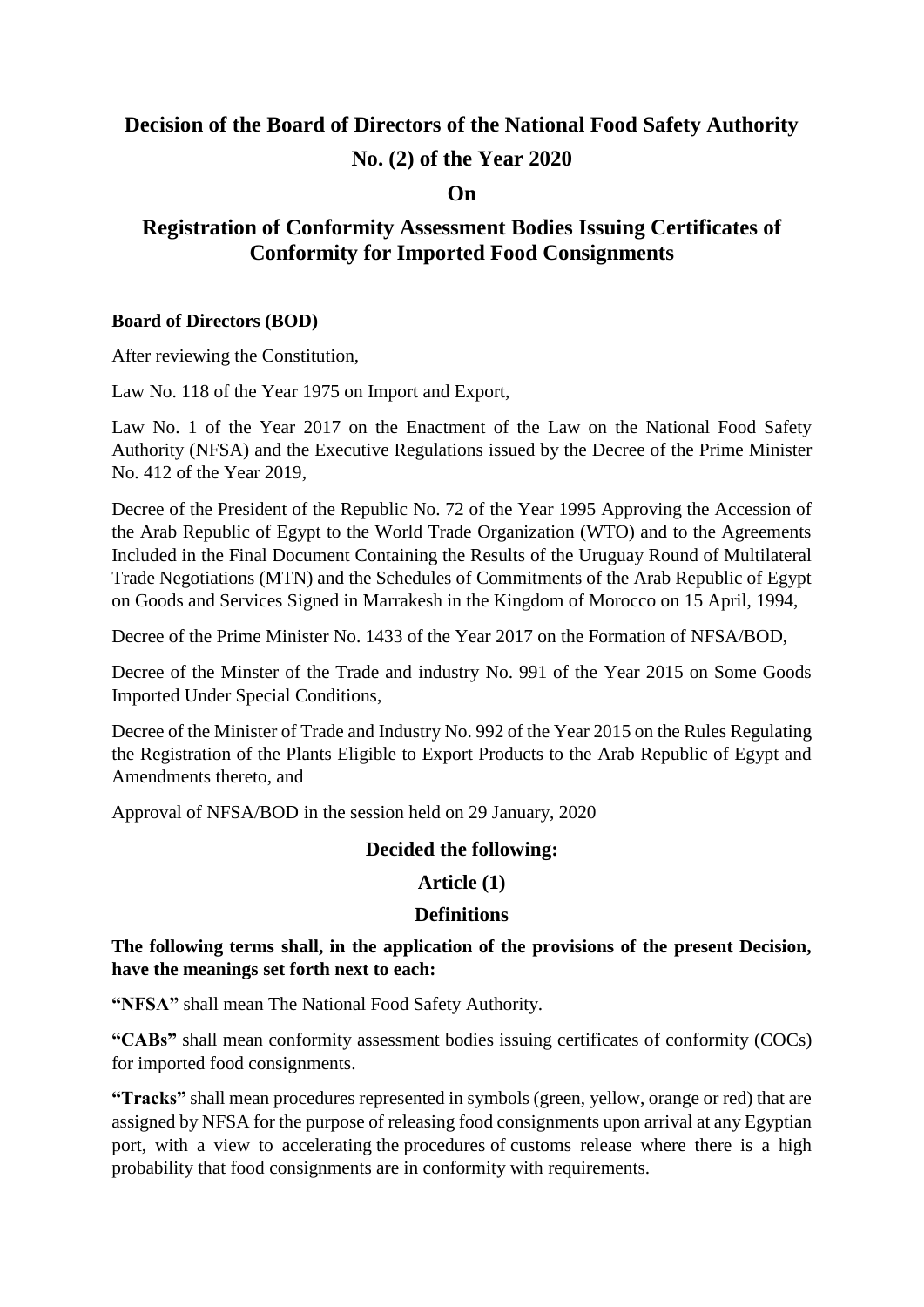# Decision of the Board of Directors of the National Food Safety Authority No. (2) of the Year 2020

## On

## Registration of Conformity Assessment Bodies Issuing Certificates of Conformity for Imported Food Consignments

**Board of Directors (BOD)**

After reviewing the Constitution,

Law No. 118 of the Year 1975 on Import and Export,

Law No. 1 of the Year 2017 on the Enactment of the Law on the National Food Safety Authority (NFSA) and the Executive Regulations issued by the Decree of the Prime Minister No. 412 of the Year 2019,

Decree of the President of the Republic No. 72 of the Year 1995 Approving the Accession of the Arab Republic of Egypt to the World Trade Organization (WTO) and to the Agreements Included in the Final Document Containing the Results of the Uruguay Round of Multilateral Trade Negotiations (MTN) and the Schedules of Commitments of the Arab Republic of Egypt on Goods and Services Signed in Marrakesh in the Kingdom of Morocco on 15 April, 1994,

Decree of the Prime Minister No. 1433 of the Year 2017 on the Formation of NFSA/BOD,

Decree of the Minster of the Trade and industry No. 991 of the Year 2015 on Some Goods Imported Under Special Conditions,

Decree of the Minister of Trade and Industry No. 992 of the Year 2015 on the Rules Regulating the Registration of the Plants Eligible to Export Products to the Arab Republic of Egypt and Amendments thereto, and

Approval of NFSA/BOD in the session held on 29 January, 2020

### Decided the following:

### Article (1)

### Definitions

**The following terms shall, in the application of the provisions of the present Decision, have the meanings set forth next to each:**

**"NFSA"** shall mean The National Food Safety Authority.

**"CABs"** shall mean conformity assessment bodies issuing certificates of conformity (COCs) for imported food consignments.

**"Tracks"** shall mean procedures represented in symbols (green, yellow, orange or red) that are assigned by NFSA for the purpose of releasing food consignments upon arrival at any Egyptian port, with a view to accelerating the procedures of customs release where there is a high probability that food consignments are in conformity with requirements.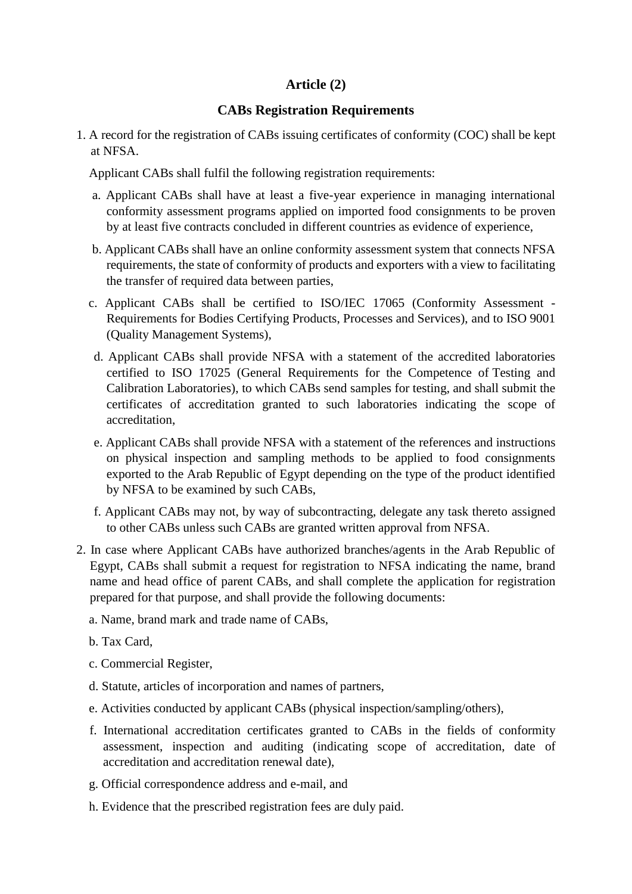## Article (2)

## CABs Registration Requirements

1. A record for the registration of CABs issuing certificates of conformity (COC) shall be kept at NFSA.

   Applicant CABs shall fulfil the following registration requirements:

   a. Applicant CABs shall have at least a five-year experience in managing international conformity assessment programs applied on imported food consignments to be proven by at least five contracts concluded in different countries as evidence of experience,

   b. Applicant CABs shall have an online conformity assessment system that connects NFSA requirements, the state of conformity of products and exporters with a view to facilitating the transfer of required data between parties,

   c. Applicant CABs shall be certified to ISO/IEC 17065 (Conformity Assessment - Requirements for Bodies Certifying Products, Processes and Services), and to ISO 9001 (Quality Management Systems),

   d. Applicant CABs shall provide NFSA with a statement of the accredited laboratories certified to ISO 17025 (General Requirements for the Competence of Testing and Calibration Laboratories), to which CABs send samples for testing, and shall submit the certificates of accreditation granted to such laboratories indicating the scope of accreditation,

   e. Applicant CABs shall provide NFSA with a statement of the references and instructions on physical inspection and sampling methods to be applied to food consignments exported to the Arab Republic of Egypt depending on the type of the product identified by NFSA to be examined by such CABs,

   f. Applicant CABs may not, by way of subcontracting, delegate any task thereto assigned to other CABs unless such CABs are granted written approval from NFSA.

2. In case where Applicant CABs have authorized branches/agents in the Arab Republic of Egypt, CABs shall submit a request for registration to NFSA indicating the name, brand name and head office of parent CABs, and shall complete the application for registration prepared for that purpose, and shall provide the following documents:

   a. Name, brand mark and trade name of CABs,

   b. Tax Card,

   c. Commercial Register,

   d. Statute, articles of incorporation and names of partners,

   e. Activities conducted by applicant CABs (physical inspection/sampling/others),

   f. International accreditation certificates granted to CABs in the fields of conformity assessment, inspection and auditing (indicating scope of accreditation, date of accreditation and accreditation renewal date),

   g. Official correspondence address and e-mail, and

   h. Evidence that the prescribed registration fees are duly paid.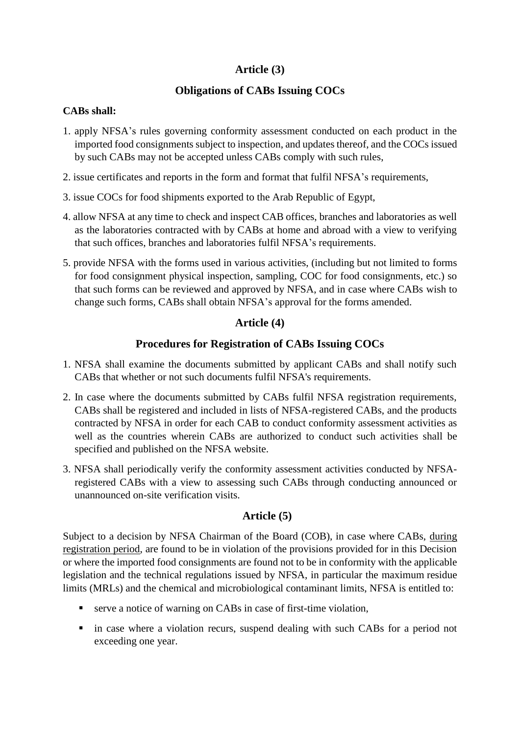## Article (3)

## Obligations of CABs Issuing COCs

**CABs shall:**

1. apply NFSA's rules governing conformity assessment conducted on each product in the imported food consignments subject to inspection, and updates thereof, and the COCs issued by such CABs may not be accepted unless CABs comply with such rules,
2. issue certificates and reports in the form and format that fulfil NFSA's requirements,
3. issue COCs for food shipments exported to the Arab Republic of Egypt,
4. allow NFSA at any time to check and inspect CAB offices, branches and laboratories as well as the laboratories contracted with by CABs at home and abroad with a view to verifying that such offices, branches and laboratories fulfil NFSA's requirements.
5. provide NFSA with the forms used in various activities, (including but not limited to forms for food consignment physical inspection, sampling, COC for food consignments, etc.) so that such forms can be reviewed and approved by NFSA, and in case where CABs wish to change such forms, CABs shall obtain NFSA's approval for the forms amended.

## Article (4)

## Procedures for Registration of CABs Issuing COCs

1. NFSA shall examine the documents submitted by applicant CABs and shall notify such CABs that whether or not such documents fulfil NFSA's requirements.
2. In case where the documents submitted by CABs fulfil NFSA registration requirements, CABs shall be registered and included in lists of NFSA-registered CABs, and the products contracted by NFSA in order for each CAB to conduct conformity assessment activities as well as the countries wherein CABs are authorized to conduct such activities shall be specified and published on the NFSA website.
3. NFSA shall periodically verify the conformity assessment activities conducted by NFSA-registered CABs with a view to assessing such CABs through conducting announced or unannounced on-site verification visits.

## Article (5)

Subject to a decision by NFSA Chairman of the Board (COB), in case where CABs, <u>during registration period</u>, are found to be in violation of the provisions provided for in this Decision or where the imported food consignments are found not to be in conformity with the applicable legislation and the technical regulations issued by NFSA, in particular the maximum residue limits (MRLs) and the chemical and microbiological contaminant limits, NFSA is entitled to:

- serve a notice of warning on CABs in case of first-time violation,
- in case where a violation recurs, suspend dealing with such CABs for a period not exceeding one year.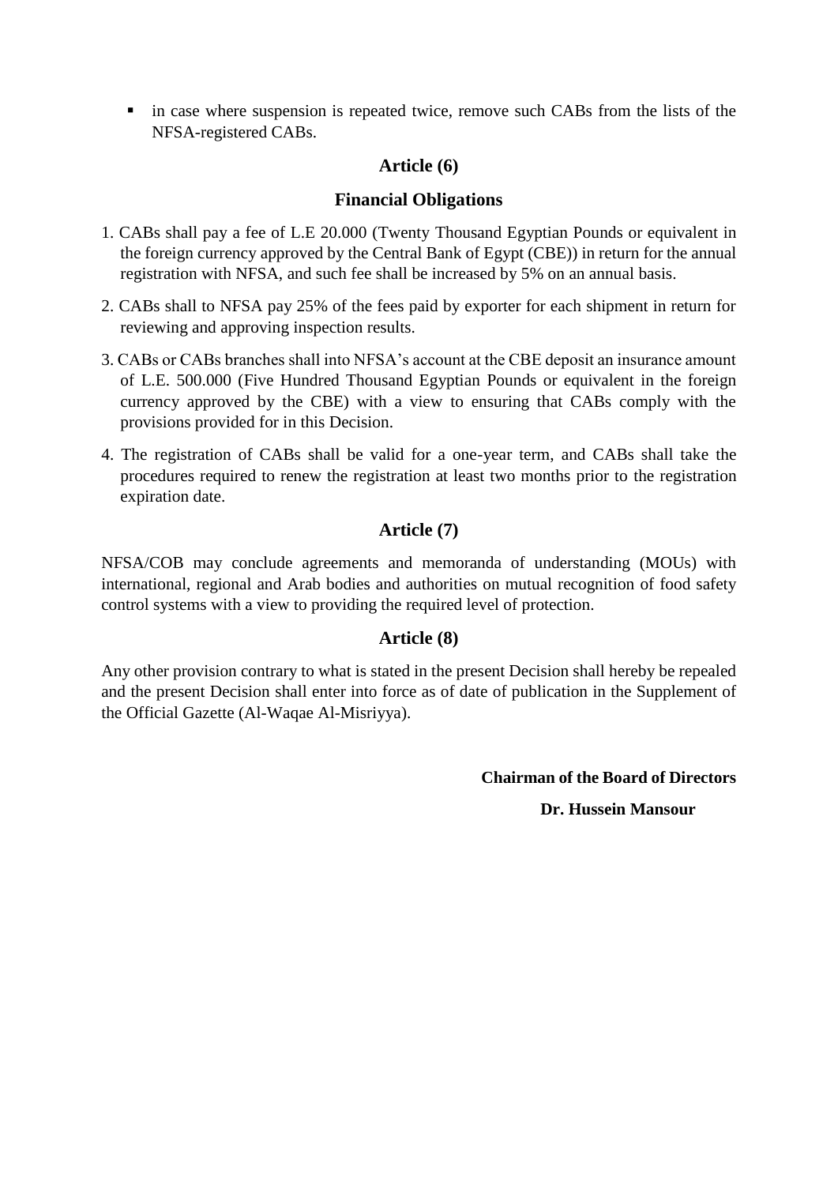- in case where suspension is repeated twice, remove such CABs from the lists of the NFSA-registered CABs.

## Article (6)

## Financial Obligations

1. CABs shall pay a fee of L.E 20.000 (Twenty Thousand Egyptian Pounds or equivalent in the foreign currency approved by the Central Bank of Egypt (CBE)) in return for the annual registration with NFSA, and such fee shall be increased by 5% on an annual basis.
2. CABs shall to NFSA pay 25% of the fees paid by exporter for each shipment in return for reviewing and approving inspection results.
3. CABs or CABs branches shall into NFSA's account at the CBE deposit an insurance amount of L.E. 500.000 (Five Hundred Thousand Egyptian Pounds or equivalent in the foreign currency approved by the CBE) with a view to ensuring that CABs comply with the provisions provided for in this Decision.
4. The registration of CABs shall be valid for a one-year term, and CABs shall take the procedures required to renew the registration at least two months prior to the registration expiration date.

## Article (7)

NFSA/COB may conclude agreements and memoranda of understanding (MOUs) with international, regional and Arab bodies and authorities on mutual recognition of food safety control systems with a view to providing the required level of protection.

## Article (8)

Any other provision contrary to what is stated in the present Decision shall hereby be repealed and the present Decision shall enter into force as of date of publication in the Supplement of the Official Gazette (Al-Waqae Al-Misriyya).

**Chairman of the Board of Directors**

**Dr. Hussein Mansour**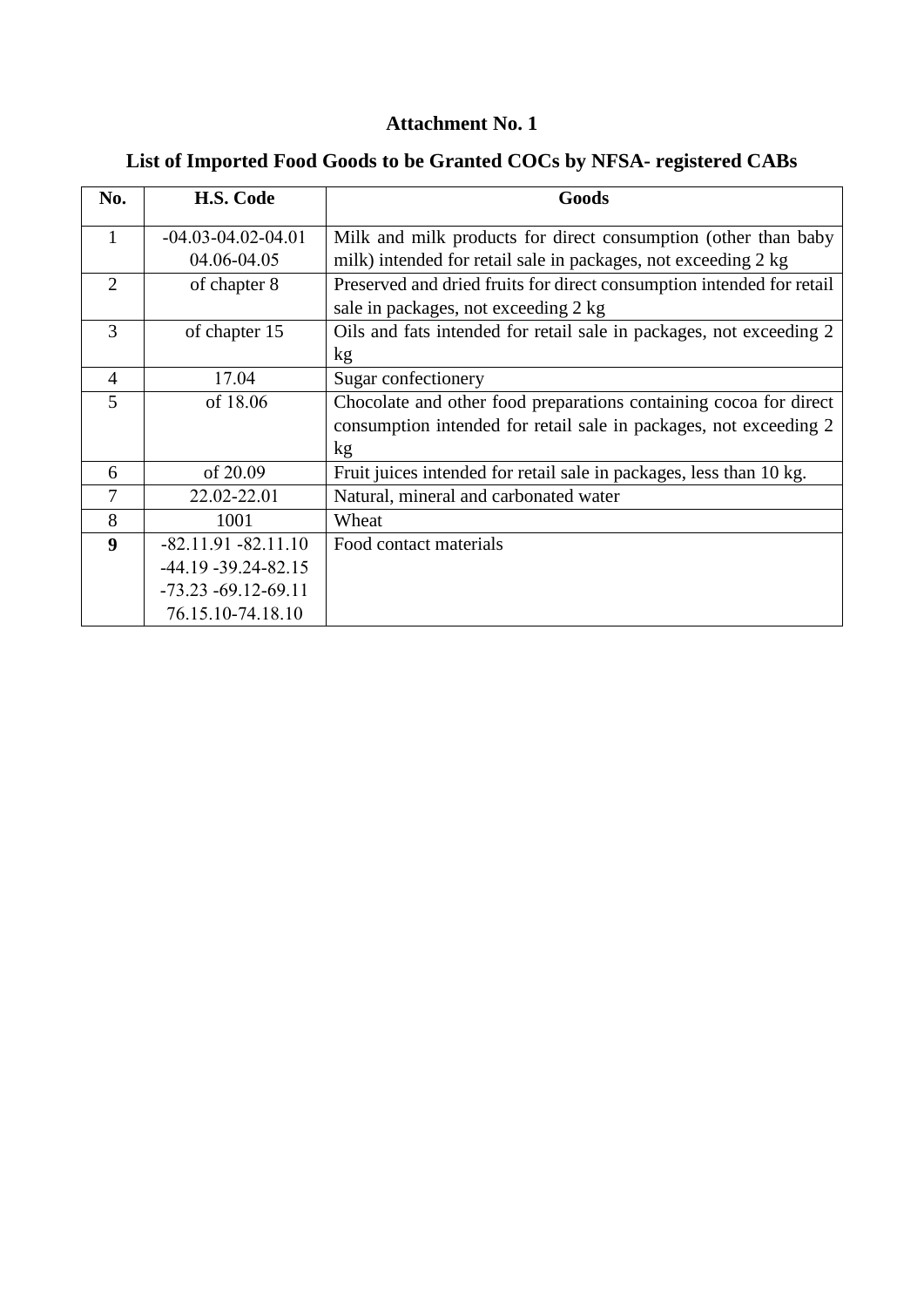**Attachment No. 1**

**List of Imported Food Goods to be Granted COCs by NFSA- registered CABs**

| No. | H.S. Code | Goods |
|---|---|---|
| 1 | -04.03-04.02-04.01 04.06-04.05 | Milk and milk products for direct consumption (other than baby milk) intended for retail sale in packages, not exceeding 2 kg |
| 2 | of chapter 8 | Preserved and dried fruits for direct consumption intended for retail sale in packages, not exceeding 2 kg |
| 3 | of chapter 15 | Oils and fats intended for retail sale in packages, not exceeding 2 kg |
| 4 | 17.04 | Sugar confectionery |
| 5 | of 18.06 | Chocolate and other food preparations containing cocoa for direct consumption intended for retail sale in packages, not exceeding 2 kg |
| 6 | of 20.09 | Fruit juices intended for retail sale in packages, less than 10 kg. |
| 7 | 22.02-22.01 | Natural, mineral and carbonated water |
| 8 | 1001 | Wheat |
| **9** | -82.11.91 -82.11.10 -44.19 -39.24-82.15 -73.23 -69.12-69.11 76.15.10-74.18.10 | Food contact materials |